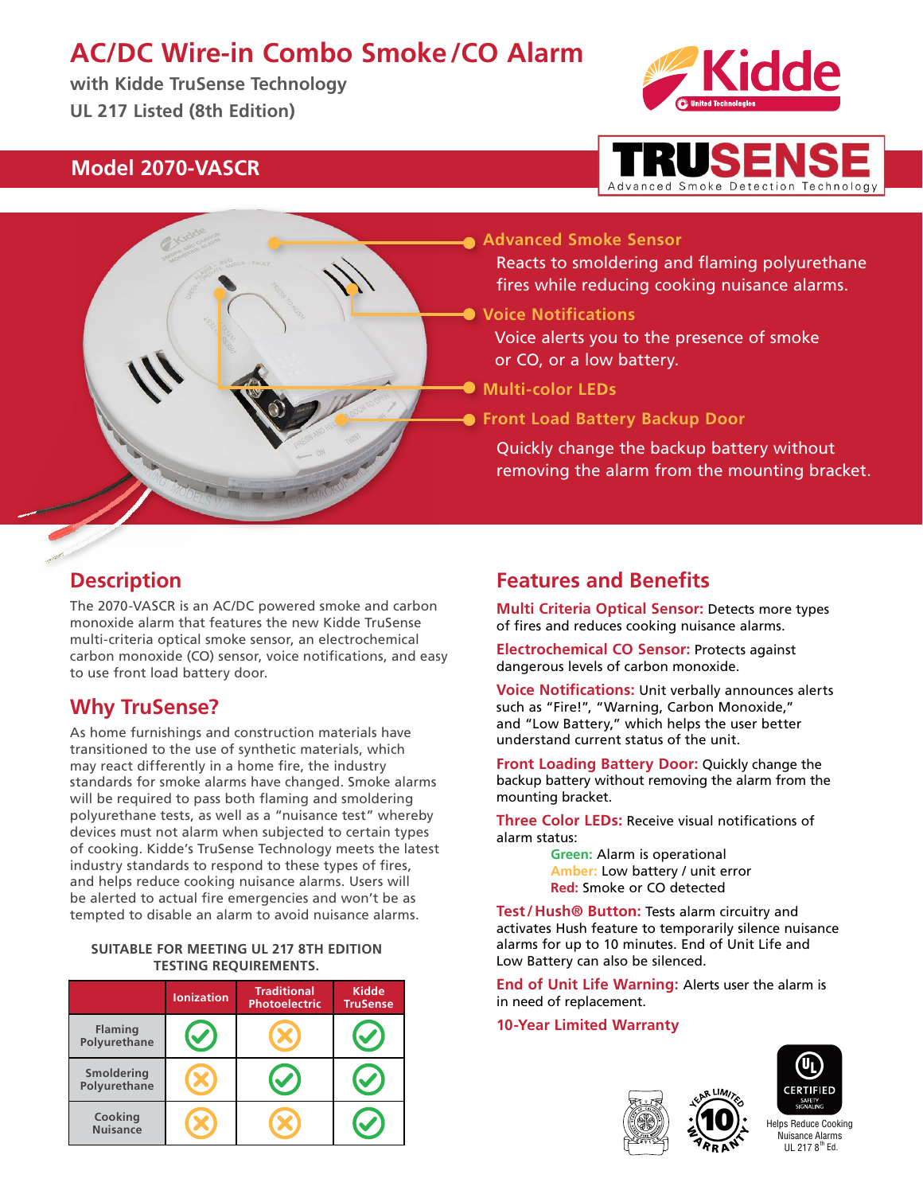# AC/DC Wire-in Combo Smoke/CO Alarm

**with Kidde TruSense Technology**
**UL 217 Listed (8th Edition)**

## Model 2070-VASCR

TRUSENSE — Advanced Smoke Detection Technology

**Advanced Smoke Sensor**
Reacts to smoldering and flaming polyurethane fires while reducing cooking nuisance alarms.

**Voice Notifications**
Voice alerts you to the presence of smoke or CO, or a low battery.

**Multi-color LEDs**

**Front Load Battery Backup Door**
Quickly change the backup battery without removing the alarm from the mounting bracket.

## Description

The 2070-VASCR is an AC/DC powered smoke and carbon monoxide alarm that features the new Kidde TruSense multi-criteria optical smoke sensor, an electrochemical carbon monoxide (CO) sensor, voice notifications, and easy to use front load battery door.

## Why TruSense?

As home furnishings and construction materials have transitioned to the use of synthetic materials, which may react differently in a home fire, the industry standards for smoke alarms have changed. Smoke alarms will be required to pass both flaming and smoldering polyurethane tests, as well as a "nuisance test" whereby devices must not alarm when subjected to certain types of cooking. Kidde's TruSense Technology meets the latest industry standards to respond to these types of fires, and helps reduce cooking nuisance alarms. Users will be alerted to actual fire emergencies and won't be as tempted to disable an alarm to avoid nuisance alarms.

**SUITABLE FOR MEETING UL 217 8TH EDITION TESTING REQUIREMENTS.**

| | Ionization | Traditional Photoelectric | Kidde TruSense |
|---|---|---|---|
| Flaming Polyurethane | ✓ | ✗ | ✓ |
| Smoldering Polyurethane | ✗ | ✓ | ✓ |
| Cooking Nuisance | ✗ | ✗ | ✓ |

## Features and Benefits

**Multi Criteria Optical Sensor:** Detects more types of fires and reduces cooking nuisance alarms.

**Electrochemical CO Sensor:** Protects against dangerous levels of carbon monoxide.

**Voice Notifications:** Unit verbally announces alerts such as "Fire!", "Warning, Carbon Monoxide," and "Low Battery," which helps the user better understand current status of the unit.

**Front Loading Battery Door:** Quickly change the backup battery without removing the alarm from the mounting bracket.

**Three Color LEDs:** Receive visual notifications of alarm status:

- **Green:** Alarm is operational
- **Amber:** Low battery / unit error
- **Red:** Smoke or CO detected

**Test/Hush® Button:** Tests alarm circuitry and activates Hush feature to temporarily silence nuisance alarms for up to 10 minutes. End of Unit Life and Low Battery can also be silenced.

**End of Unit Life Warning:** Alerts user the alarm is in need of replacement.

**10-Year Limited Warranty**

10 YEAR LIMITED WARRANTY

UL CERTIFIED SAFETY SIGNALING — Helps Reduce Cooking Nuisance Alarms UL 217 8th Ed.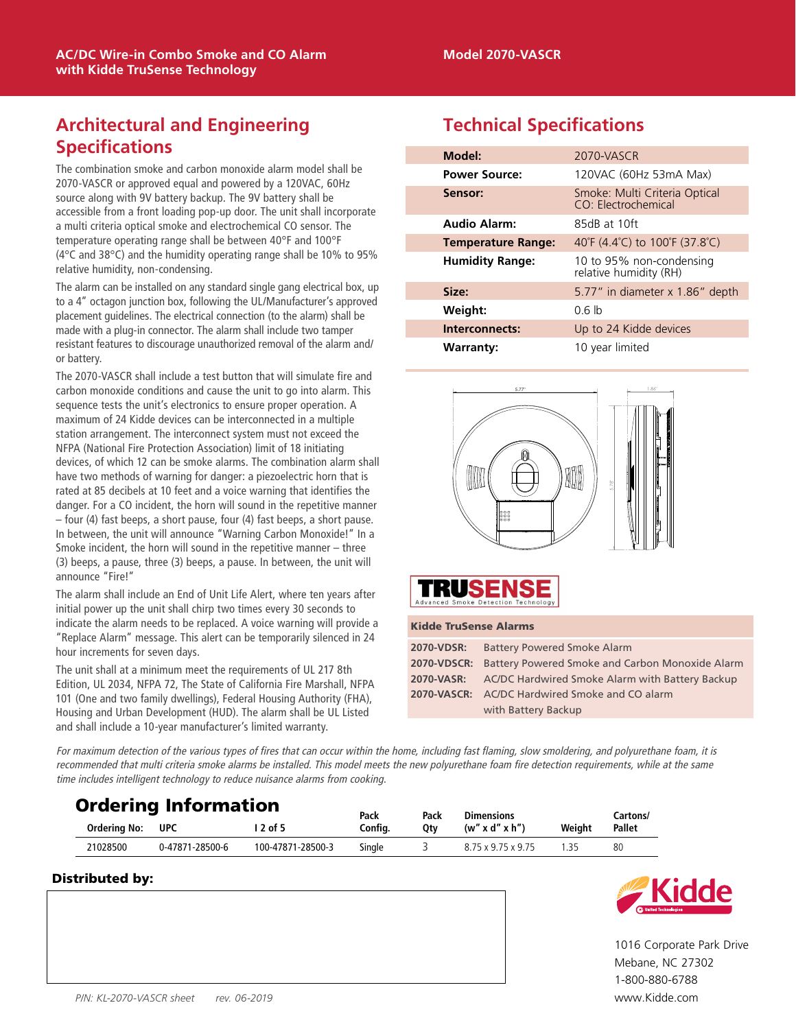**AC/DC Wire-in Combo Smoke and CO Alarm with Kidde TruSense Technology**

**Model 2070-VASCR**

## Architectural and Engineering Specifications

The combination smoke and carbon monoxide alarm model shall be 2070-VASCR or approved equal and powered by a 120VAC, 60Hz source along with 9V battery backup. The 9V battery shall be accessible from a front loading pop-up door. The unit shall incorporate a multi criteria optical smoke and electrochemical CO sensor. The temperature operating range shall be between 40°F and 100°F (4°C and 38°C) and the humidity operating range shall be 10% to 95% relative humidity, non-condensing.

The alarm can be installed on any standard single gang electrical box, up to a 4" octagon junction box, following the UL/Manufacturer's approved placement guidelines. The electrical connection (to the alarm) shall be made with a plug-in connector. The alarm shall include two tamper resistant features to discourage unauthorized removal of the alarm and/or battery.

The 2070-VASCR shall include a test button that will simulate fire and carbon monoxide conditions and cause the unit to go into alarm. This sequence tests the unit's electronics to ensure proper operation. A maximum of 24 Kidde devices can be interconnected in a multiple station arrangement. The interconnect system must not exceed the NFPA (National Fire Protection Association) limit of 18 initiating devices, of which 12 can be smoke alarms. The combination alarm shall have two methods of warning for danger: a piezoelectric horn that is rated at 85 decibels at 10 feet and a voice warning that identifies the danger. For a CO incident, the horn will sound in the repetitive manner – four (4) fast beeps, a short pause, four (4) fast beeps, a short pause. In between, the unit will announce "Warning Carbon Monoxide!" In a Smoke incident, the horn will sound in the repetitive manner – three (3) beeps, a pause, three (3) beeps, a pause. In between, the unit will announce "Fire!"

The alarm shall include an End of Unit Life Alert, where ten years after initial power up the unit shall chirp two times every 30 seconds to indicate the alarm needs to be replaced. A voice warning will provide a "Replace Alarm" message. This alert can be temporarily silenced in 24 hour increments for seven days.

The unit shall at a minimum meet the requirements of UL 217 8th Edition, UL 2034, NFPA 72, The State of California Fire Marshall, NFPA 101 (One and two family dwellings), Federal Housing Authority (FHA), Housing and Urban Development (HUD). The unit shall be UL Listed and shall include a 10-year manufacturer's limited warranty.

## Technical Specifications

| | |
|---|---|
| **Model:** | 2070-VASCR |
| **Power Source:** | 120VAC (60Hz 53mA Max) |
| **Sensor:** | Smoke: Multi Criteria Optical<br>CO: Electrochemical |
| **Audio Alarm:** | 85dB at 10ft |
| **Temperature Range:** | 40˚F (4.4˚C) to 100˚F (37.8˚C) |
| **Humidity Range:** | 10 to 95% non-condensing relative humidity (RH) |
| **Size:** | 5.77" in diameter x 1.86" depth |
| **Weight:** | 0.6 lb |
| **Interconnects:** | Up to 24 Kidde devices |
| **Warranty:** | 10 year limited |

5.77"
1.86"
5.78"

TRUSENSE
Advanced Smoke Detection Technology

| **Kidde TruSense Alarms** | |
|---|---|
| **2070-VDSR:** | Battery Powered Smoke Alarm |
| **2070-VDSCR:** | Battery Powered Smoke and Carbon Monoxide Alarm |
| **2070-VASR:** | AC/DC Hardwired Smoke Alarm with Battery Backup |
| **2070-VASCR:** | AC/DC Hardwired Smoke and CO alarm with Battery Backup |

*For maximum detection of the various types of fires that can occur within the home, including fast flaming, slow smoldering, and polyurethane foam, it is recommended that multi criteria smoke alarms be installed. This model meets the new polyurethane foam fire detection requirements, while at the same time includes intelligent technology to reduce nuisance alarms from cooking.*

## Ordering Information

| Ordering No: | UPC | I 2 of 5 | Pack Config. | Pack Qty | Dimensions (w" x d" x h") | Weight | Cartons/ Pallet |
|---|---|---|---|---|---|---|---|
| 21028500 | 0-47871-28500-6 | 100-47871-28500-3 | Single | 3 | 8.75 x 9.75 x 9.75 | 1.35 | 80 |

**Distributed by:**

Kidde
United Technologies

1016 Corporate Park Drive
Mebane, NC 27302
1-800-880-6788
www.Kidde.com

*P/N: KL-2070-VASCR sheet rev. 06-2019*